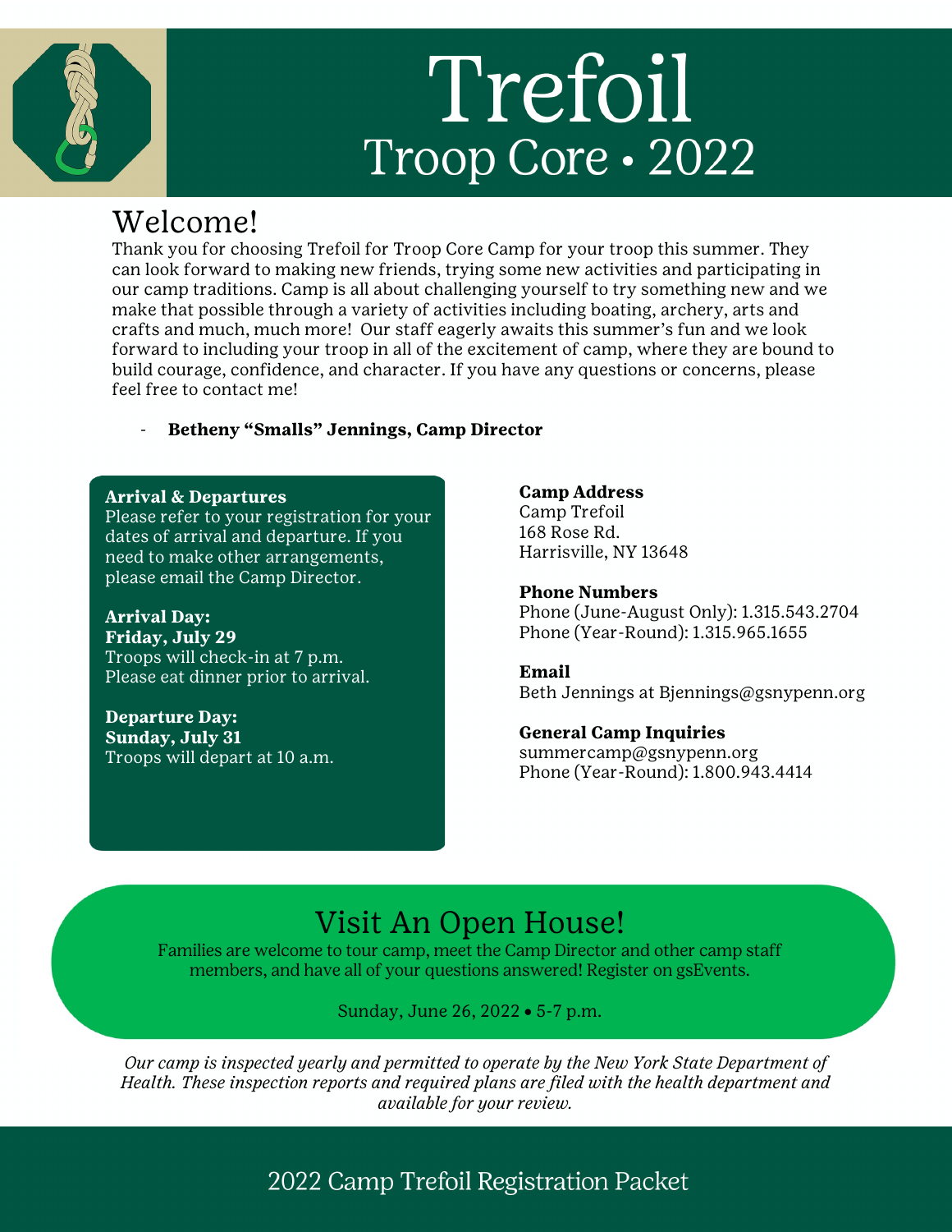# Trefoil

## Troop Core • 2022

## Welcome!

Thank you for choosing Trefoil for Troop Core Camp for your troop this summer. They can look forward to making new friends, trying some new activities and participating in our camp traditions. Camp is all about challenging yourself to try something new and we make that possible through a variety of activities including boating, archery, arts and crafts and much, much more! Our staff eagerly awaits this summer's fun and we look forward to including your troop in all of the excitement of camp, where they are bound to build courage, confidence, and character. If you have any questions or concerns, please feel free to contact me!

- **Betheny "Smalls" Jennings, Camp Director**

**Arrival & Departures**
Please refer to your registration for your dates of arrival and departure. If you need to make other arrangements, please email the Camp Director.

**Arrival Day:**
**Friday, July 29**
Troops will check-in at 7 p.m.
Please eat dinner prior to arrival.

**Departure Day:**
**Sunday, July 31**
Troops will depart at 10 a.m.

**Camp Address**
Camp Trefoil
168 Rose Rd.
Harrisville, NY 13648

**Phone Numbers**
Phone (June-August Only): 1.315.543.2704
Phone (Year-Round): 1.315.965.1655

**Email**
Beth Jennings at Bjennings@gsnypenn.org

**General Camp Inquiries**
summercamp@gsnypenn.org
Phone (Year-Round): 1.800.943.4414

## Visit An Open House!

Families are welcome to tour camp, meet the Camp Director and other camp staff members, and have all of your questions answered! Register on gsEvents.

Sunday, June 26, 2022 • 5-7 p.m.

*Our camp is inspected yearly and permitted to operate by the New York State Department of Health. These inspection reports and required plans are filed with the health department and available for your review.*

2022 Camp Trefoil Registration Packet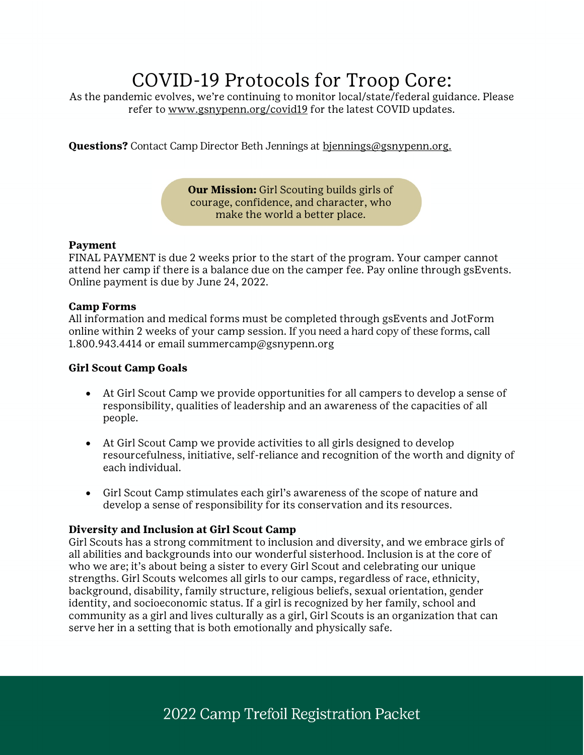# COVID-19 Protocols for Troop Core:

As the pandemic evolves, we're continuing to monitor local/state/federal guidance. Please refer to www.gsnypenn.org/covid19 for the latest COVID updates.

**Questions?** Contact Camp Director Beth Jennings at bjennings@gsnypenn.org.

**Our Mission:** Girl Scouting builds girls of courage, confidence, and character, who make the world a better place.

**Payment**

FINAL PAYMENT is due 2 weeks prior to the start of the program. Your camper cannot attend her camp if there is a balance due on the camper fee. Pay online through gsEvents. Online payment is due by June 24, 2022.

**Camp Forms**

All information and medical forms must be completed through gsEvents and JotForm online within 2 weeks of your camp session. If you need a hard copy of these forms, call 1.800.943.4414 or email summercamp@gsnypenn.org

**Girl Scout Camp Goals**

- At Girl Scout Camp we provide opportunities for all campers to develop a sense of responsibility, qualities of leadership and an awareness of the capacities of all people.
- At Girl Scout Camp we provide activities to all girls designed to develop resourcefulness, initiative, self-reliance and recognition of the worth and dignity of each individual.
- Girl Scout Camp stimulates each girl's awareness of the scope of nature and develop a sense of responsibility for its conservation and its resources.

**Diversity and Inclusion at Girl Scout Camp**

Girl Scouts has a strong commitment to inclusion and diversity, and we embrace girls of all abilities and backgrounds into our wonderful sisterhood. Inclusion is at the core of who we are; it's about being a sister to every Girl Scout and celebrating our unique strengths. Girl Scouts welcomes all girls to our camps, regardless of race, ethnicity, background, disability, family structure, religious beliefs, sexual orientation, gender identity, and socioeconomic status. If a girl is recognized by her family, school and community as a girl and lives culturally as a girl, Girl Scouts is an organization that can serve her in a setting that is both emotionally and physically safe.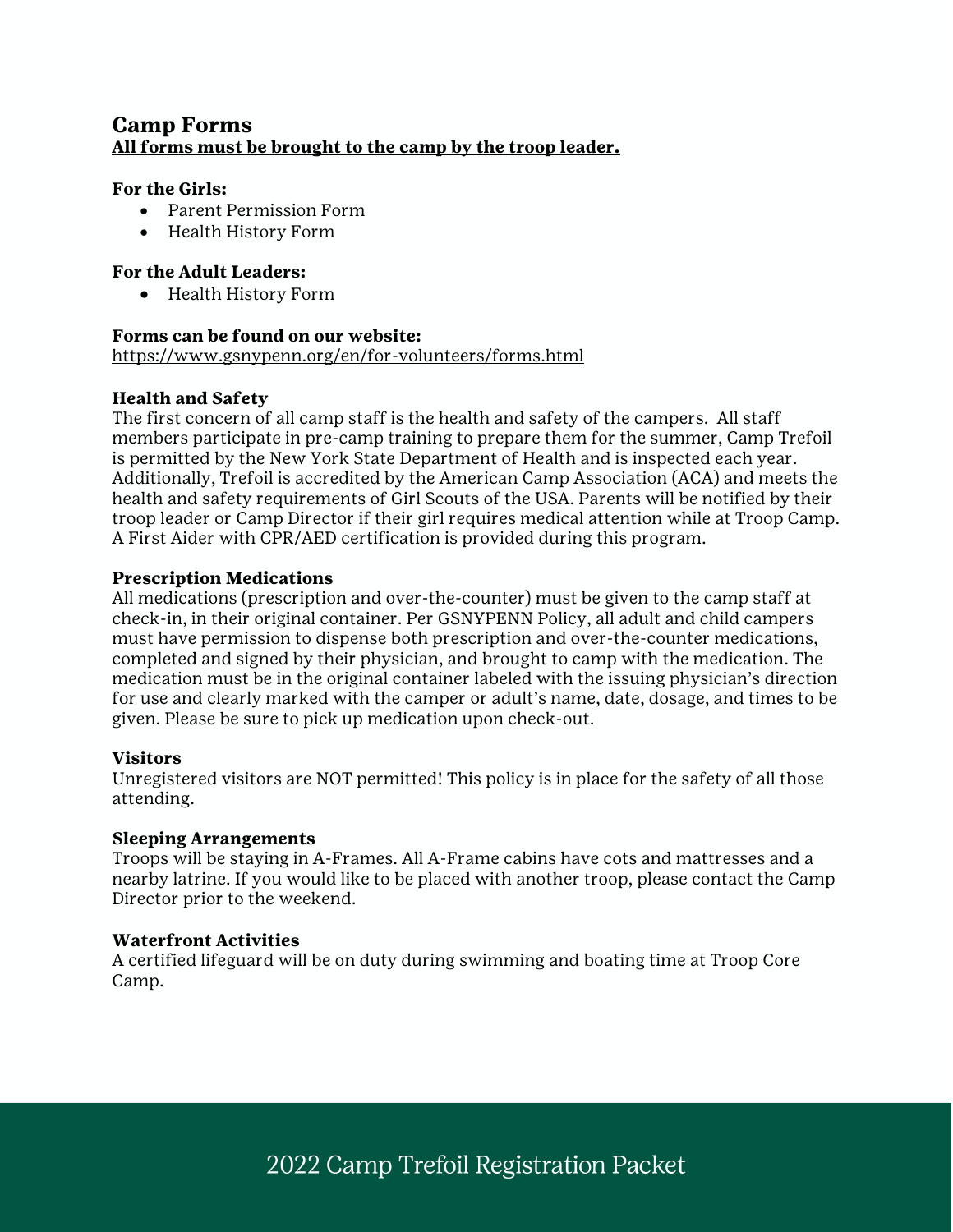## Camp Forms

**All forms must be brought to the camp by the troop leader.**

**For the Girls:**

- Parent Permission Form
- Health History Form

**For the Adult Leaders:**

- Health History Form

**Forms can be found on our website:**
https://www.gsnypenn.org/en/for-volunteers/forms.html

**Health and Safety**

The first concern of all camp staff is the health and safety of the campers. All staff members participate in pre-camp training to prepare them for the summer, Camp Trefoil is permitted by the New York State Department of Health and is inspected each year. Additionally, Trefoil is accredited by the American Camp Association (ACA) and meets the health and safety requirements of Girl Scouts of the USA. Parents will be notified by their troop leader or Camp Director if their girl requires medical attention while at Troop Camp. A First Aider with CPR/AED certification is provided during this program.

**Prescription Medications**

All medications (prescription and over-the-counter) must be given to the camp staff at check-in, in their original container. Per GSNYPENN Policy, all adult and child campers must have permission to dispense both prescription and over-the-counter medications, completed and signed by their physician, and brought to camp with the medication. The medication must be in the original container labeled with the issuing physician's direction for use and clearly marked with the camper or adult's name, date, dosage, and times to be given. Please be sure to pick up medication upon check-out.

**Visitors**

Unregistered visitors are NOT permitted! This policy is in place for the safety of all those attending.

**Sleeping Arrangements**

Troops will be staying in A-Frames. All A-Frame cabins have cots and mattresses and a nearby latrine. If you would like to be placed with another troop, please contact the Camp Director prior to the weekend.

**Waterfront Activities**

A certified lifeguard will be on duty during swimming and boating time at Troop Core Camp.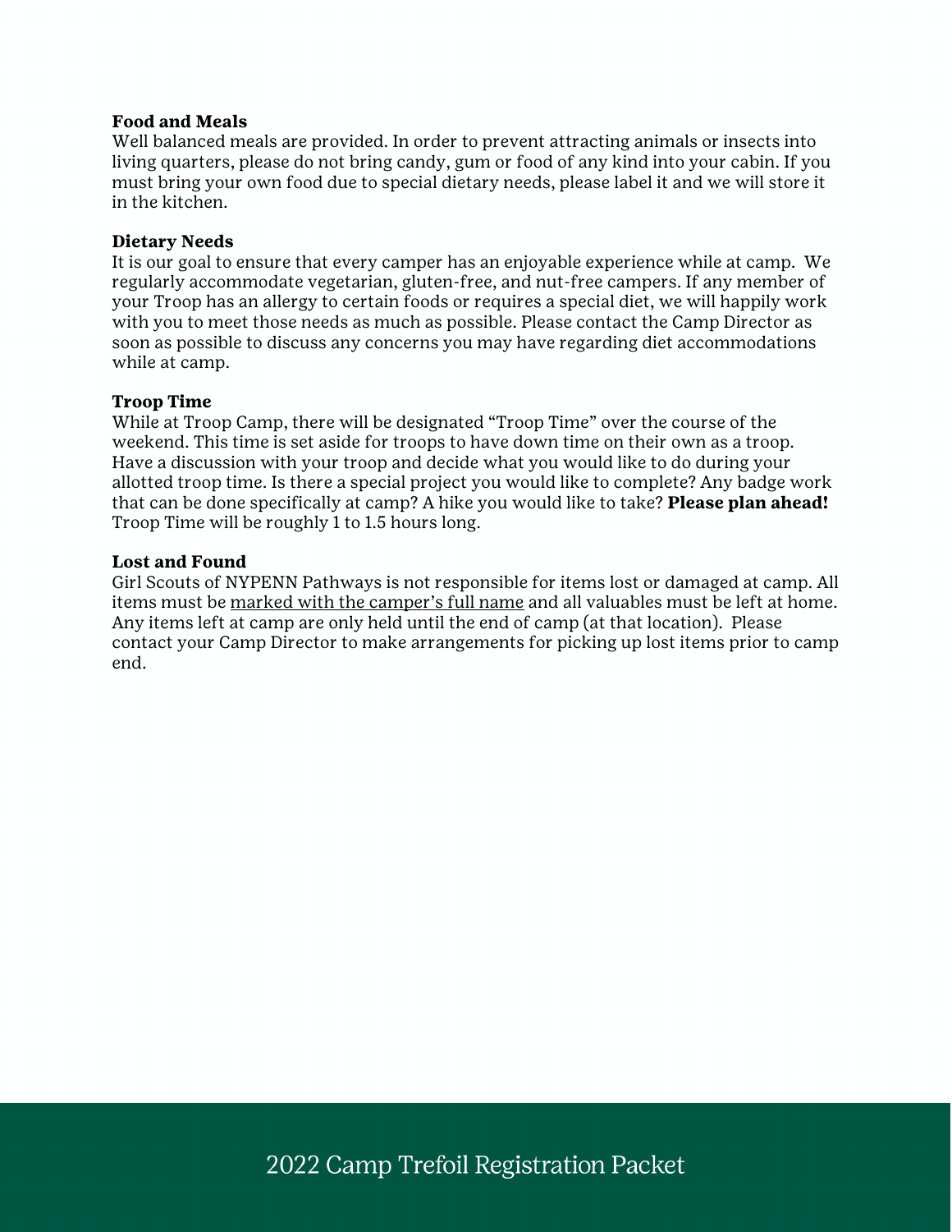**Food and Meals**
Well balanced meals are provided. In order to prevent attracting animals or insects into living quarters, please do not bring candy, gum or food of any kind into your cabin. If you must bring your own food due to special dietary needs, please label it and we will store it in the kitchen.

**Dietary Needs**
It is our goal to ensure that every camper has an enjoyable experience while at camp. We regularly accommodate vegetarian, gluten-free, and nut-free campers. If any member of your Troop has an allergy to certain foods or requires a special diet, we will happily work with you to meet those needs as much as possible. Please contact the Camp Director as soon as possible to discuss any concerns you may have regarding diet accommodations while at camp.

**Troop Time**
While at Troop Camp, there will be designated "Troop Time" over the course of the weekend. This time is set aside for troops to have down time on their own as a troop. Have a discussion with your troop and decide what you would like to do during your allotted troop time. Is there a special project you would like to complete? Any badge work that can be done specifically at camp? A hike you would like to take? **Please plan ahead!** Troop Time will be roughly 1 to 1.5 hours long.

**Lost and Found**
Girl Scouts of NYPENN Pathways is not responsible for items lost or damaged at camp. All items must be marked with the camper's full name and all valuables must be left at home. Any items left at camp are only held until the end of camp (at that location). Please contact your Camp Director to make arrangements for picking up lost items prior to camp end.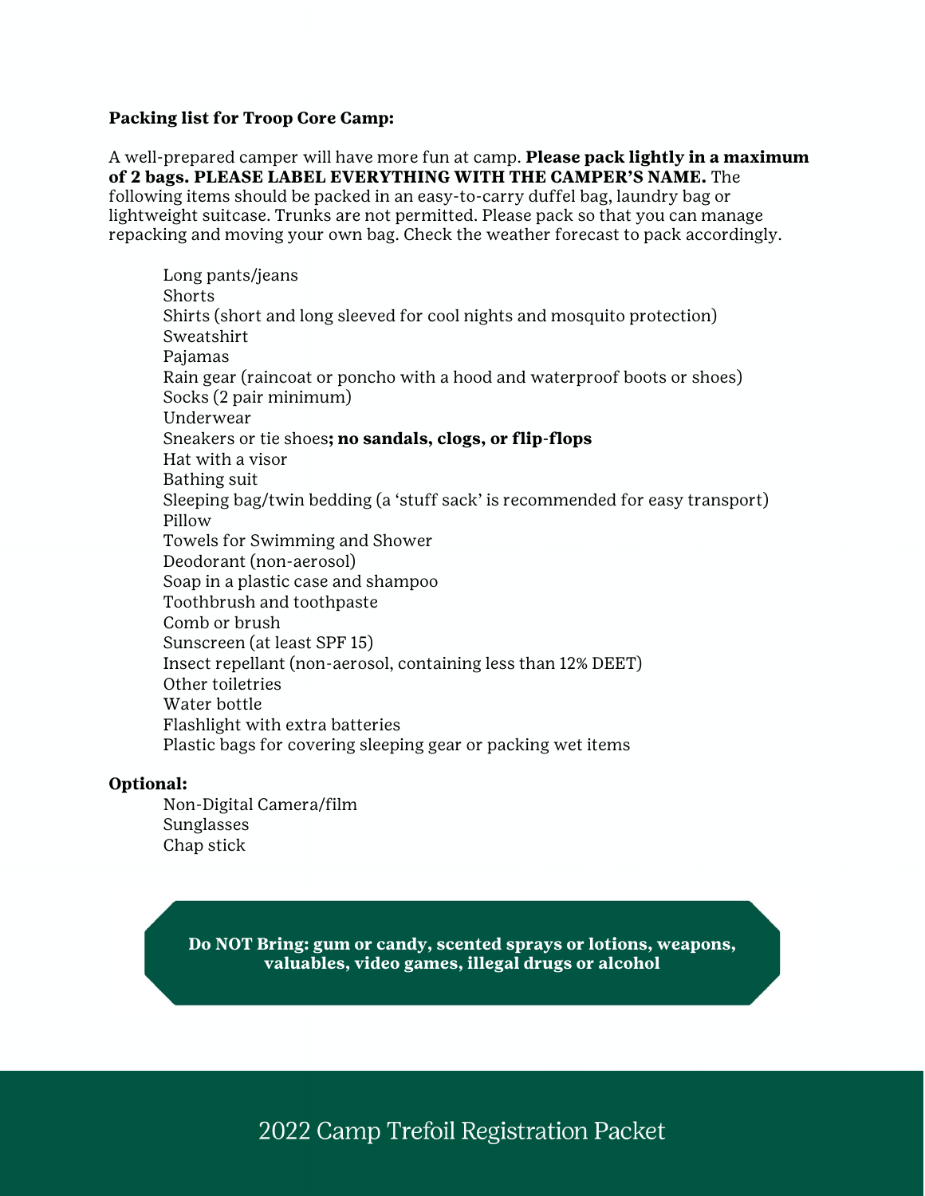**Packing list for Troop Core Camp:**

A well-prepared camper will have more fun at camp. **Please pack lightly in a maximum of 2 bags. PLEASE LABEL EVERYTHING WITH THE CAMPER'S NAME.** The following items should be packed in an easy-to-carry duffel bag, laundry bag or lightweight suitcase. Trunks are not permitted. Please pack so that you can manage repacking and moving your own bag. Check the weather forecast to pack accordingly.

- Long pants/jeans
- Shorts
- Shirts (short and long sleeved for cool nights and mosquito protection)
- Sweatshirt
- Pajamas
- Rain gear (raincoat or poncho with a hood and waterproof boots or shoes)
- Socks (2 pair minimum)
- Underwear
- Sneakers or tie shoes**; no sandals, clogs, or flip-flops**
- Hat with a visor
- Bathing suit
- Sleeping bag/twin bedding (a 'stuff sack' is recommended for easy transport)
- Pillow
- Towels for Swimming and Shower
- Deodorant (non-aerosol)
- Soap in a plastic case and shampoo
- Toothbrush and toothpaste
- Comb or brush
- Sunscreen (at least SPF 15)
- Insect repellant (non-aerosol, containing less than 12% DEET)
- Other toiletries
- Water bottle
- Flashlight with extra batteries
- Plastic bags for covering sleeping gear or packing wet items

**Optional:**

- Non-Digital Camera/film
- Sunglasses
- Chap stick

**Do NOT Bring: gum or candy, scented sprays or lotions, weapons, valuables, video games, illegal drugs or alcohol**